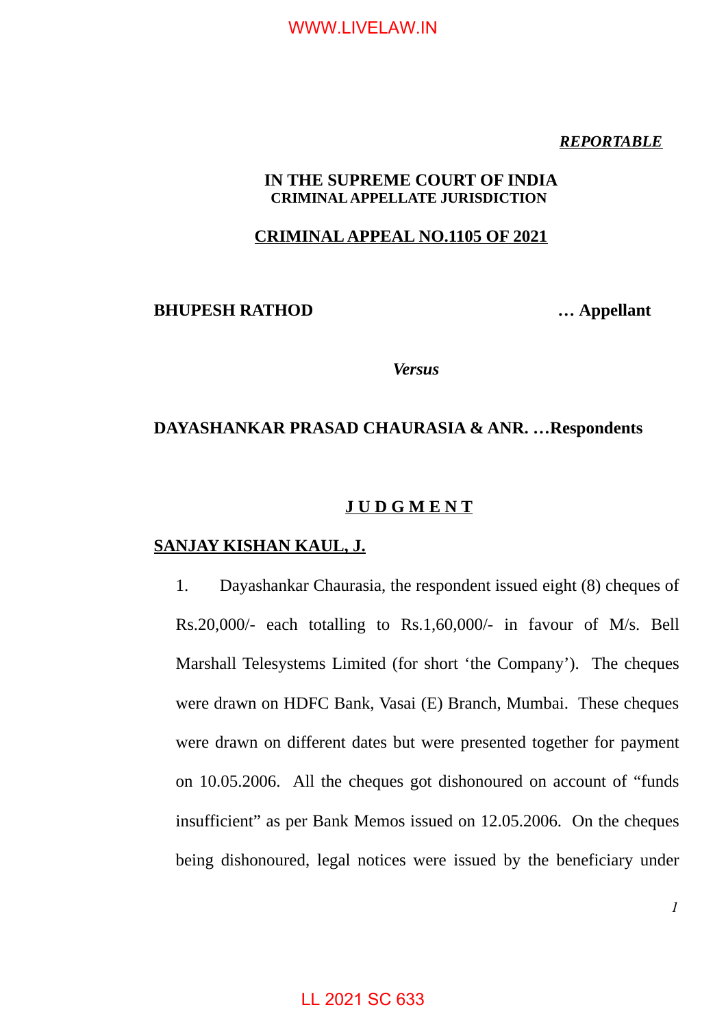*REPORTABLE*

**IN THE SUPREME COURT OF INDIA**
**CRIMINAL APPELLATE JURISDICTION**

**CRIMINAL APPEAL NO.1105 OF 2021**

**BHUPESH RATHOD** **… Appellant**

*Versus*

**DAYASHANKAR PRASAD CHAURASIA & ANR. …Respondents**

## J U D G M E N T

**SANJAY KISHAN KAUL, J.**

1. Dayashankar Chaurasia, the respondent issued eight (8) cheques of Rs.20,000/- each totalling to Rs.1,60,000/- in favour of M/s. Bell Marshall Telesystems Limited (for short 'the Company'). The cheques were drawn on HDFC Bank, Vasai (E) Branch, Mumbai. These cheques were drawn on different dates but were presented together for payment on 10.05.2006. All the cheques got dishonoured on account of "funds insufficient" as per Bank Memos issued on 12.05.2006. On the cheques being dishonoured, legal notices were issued by the beneficiary under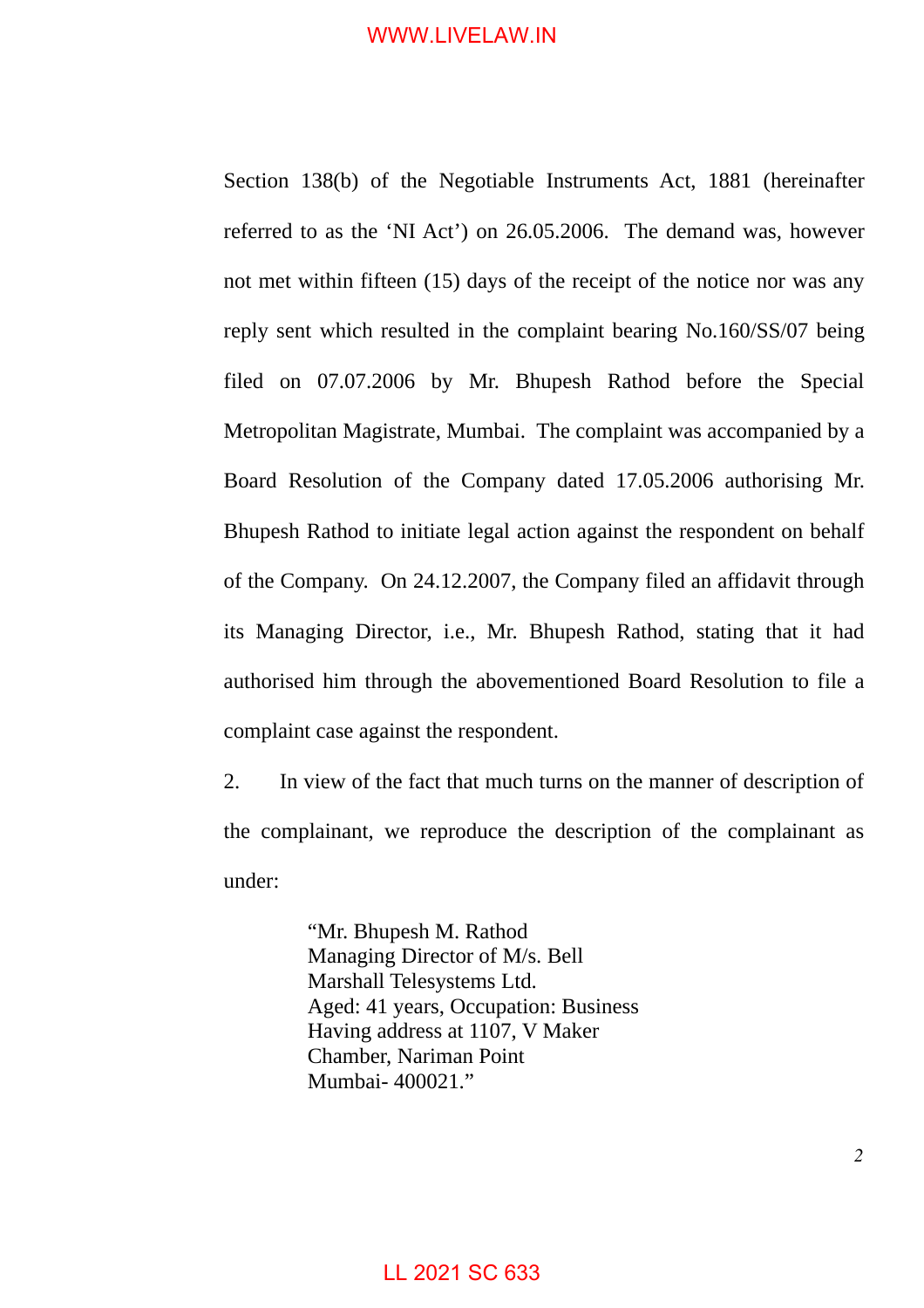Section 138(b) of the Negotiable Instruments Act, 1881 (hereinafter referred to as the 'NI Act') on 26.05.2006. The demand was, however not met within fifteen (15) days of the receipt of the notice nor was any reply sent which resulted in the complaint bearing No.160/SS/07 being filed on 07.07.2006 by Mr. Bhupesh Rathod before the Special Metropolitan Magistrate, Mumbai. The complaint was accompanied by a Board Resolution of the Company dated 17.05.2006 authorising Mr. Bhupesh Rathod to initiate legal action against the respondent on behalf of the Company. On 24.12.2007, the Company filed an affidavit through its Managing Director, i.e., Mr. Bhupesh Rathod, stating that it had authorised him through the abovementioned Board Resolution to file a complaint case against the respondent.

2. In view of the fact that much turns on the manner of description of the complainant, we reproduce the description of the complainant as under:

> "Mr. Bhupesh M. Rathod
> Managing Director of M/s. Bell Marshall Telesystems Ltd.
> Aged: 41 years, Occupation: Business
> Having address at 1107, V Maker Chamber, Nariman Point
> Mumbai- 400021."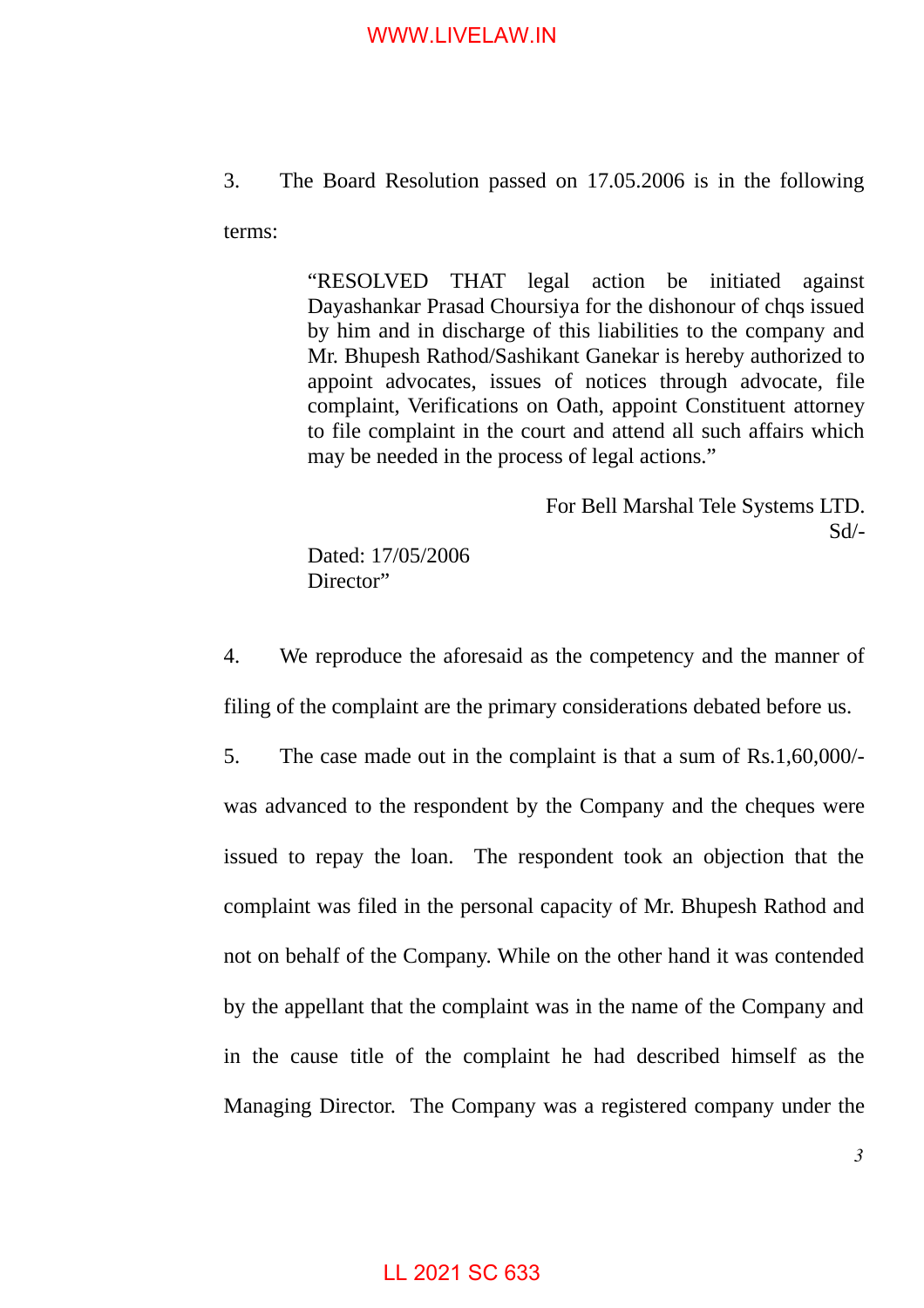3. The Board Resolution passed on 17.05.2006 is in the following terms:

> "RESOLVED THAT legal action be initiated against Dayashankar Prasad Choursiya for the dishonour of chqs issued by him and in discharge of this liabilities to the company and Mr. Bhupesh Rathod/Sashikant Ganekar is hereby authorized to appoint advocates, issues of notices through advocate, file complaint, Verifications on Oath, appoint Constituent attorney to file complaint in the court and attend all such affairs which may be needed in the process of legal actions."
>
> For Bell Marshal Tele Systems LTD.
> Sd/-
>
> Dated: 17/05/2006
> Director"

4. We reproduce the aforesaid as the competency and the manner of filing of the complaint are the primary considerations debated before us.

5. The case made out in the complaint is that a sum of Rs.1,60,000/- was advanced to the respondent by the Company and the cheques were issued to repay the loan. The respondent took an objection that the complaint was filed in the personal capacity of Mr. Bhupesh Rathod and not on behalf of the Company. While on the other hand it was contended by the appellant that the complaint was in the name of the Company and in the cause title of the complaint he had described himself as the Managing Director. The Company was a registered company under the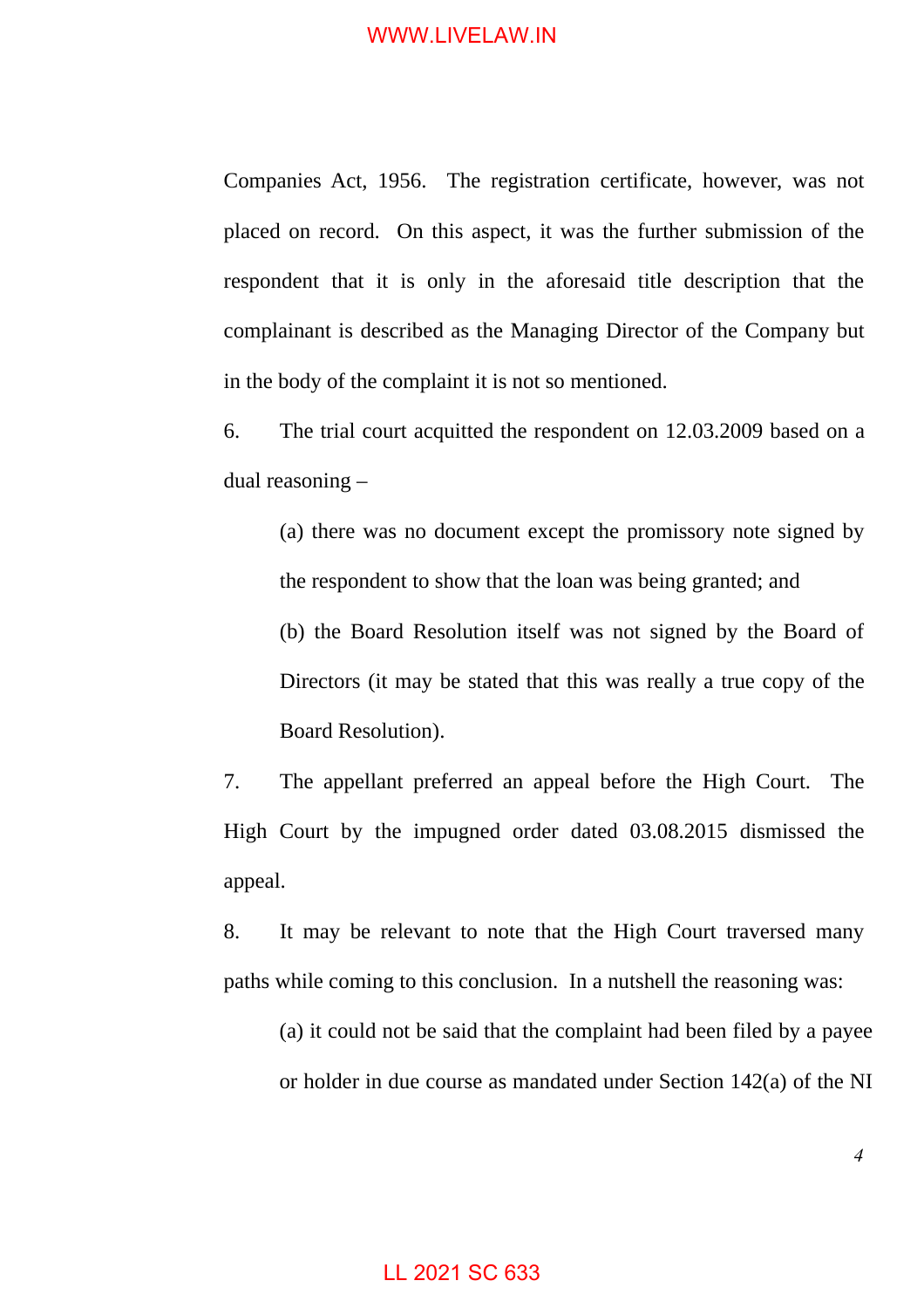Companies Act, 1956. The registration certificate, however, was not placed on record. On this aspect, it was the further submission of the respondent that it is only in the aforesaid title description that the complainant is described as the Managing Director of the Company but in the body of the complaint it is not so mentioned.

6. The trial court acquitted the respondent on 12.03.2009 based on a dual reasoning –

> (a) there was no document except the promissory note signed by the respondent to show that the loan was being granted; and
>
> (b) the Board Resolution itself was not signed by the Board of Directors (it may be stated that this was really a true copy of the Board Resolution).

7. The appellant preferred an appeal before the High Court. The High Court by the impugned order dated 03.08.2015 dismissed the appeal.

8. It may be relevant to note that the High Court traversed many paths while coming to this conclusion. In a nutshell the reasoning was:

> (a) it could not be said that the complaint had been filed by a payee or holder in due course as mandated under Section 142(a) of the NI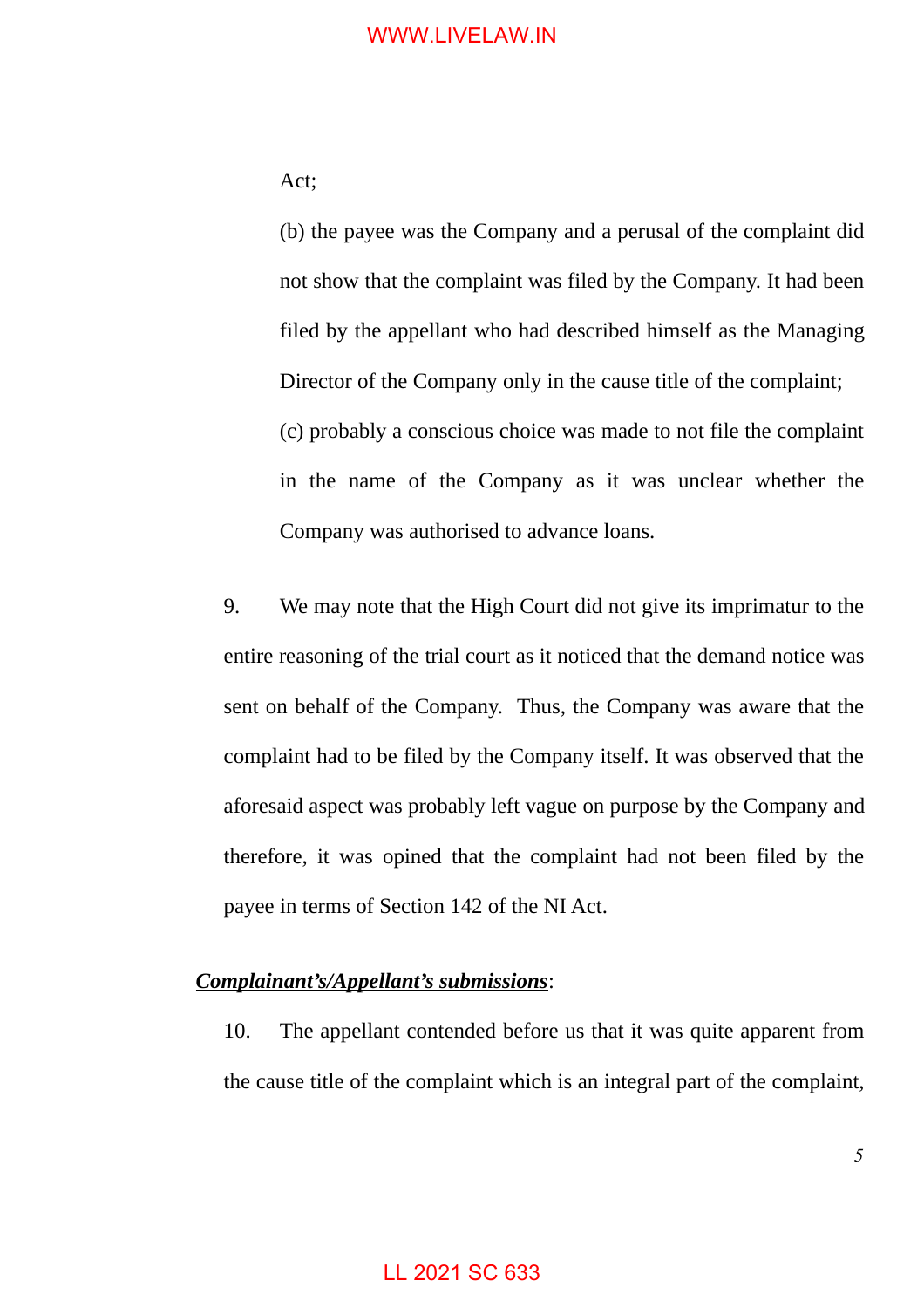Act;

(b) the payee was the Company and a perusal of the complaint did not show that the complaint was filed by the Company. It had been filed by the appellant who had described himself as the Managing Director of the Company only in the cause title of the complaint;

(c) probably a conscious choice was made to not file the complaint in the name of the Company as it was unclear whether the Company was authorised to advance loans.

9. We may note that the High Court did not give its imprimatur to the entire reasoning of the trial court as it noticed that the demand notice was sent on behalf of the Company. Thus, the Company was aware that the complaint had to be filed by the Company itself. It was observed that the aforesaid aspect was probably left vague on purpose by the Company and therefore, it was opined that the complaint had not been filed by the payee in terms of Section 142 of the NI Act.

***<u>Complainant's/Appellant's submissions</u>***:

10. The appellant contended before us that it was quite apparent from the cause title of the complaint which is an integral part of the complaint,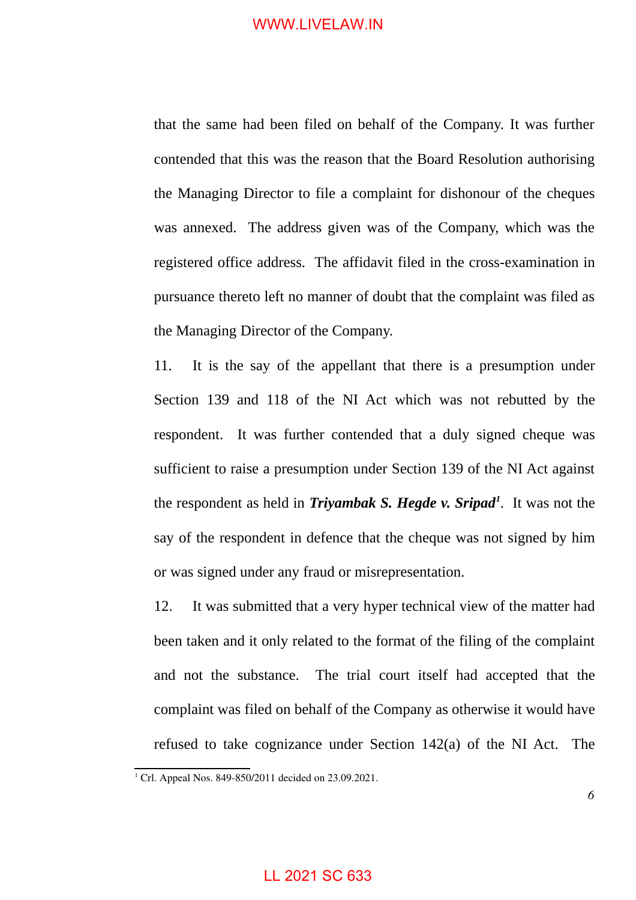that the same had been filed on behalf of the Company. It was further contended that this was the reason that the Board Resolution authorising the Managing Director to file a complaint for dishonour of the cheques was annexed. The address given was of the Company, which was the registered office address. The affidavit filed in the cross-examination in pursuance thereto left no manner of doubt that the complaint was filed as the Managing Director of the Company.

11. It is the say of the appellant that there is a presumption under Section 139 and 118 of the NI Act which was not rebutted by the respondent. It was further contended that a duly signed cheque was sufficient to raise a presumption under Section 139 of the NI Act against the respondent as held in ***Triyambak S. Hegde v. Sripad***[1]. It was not the say of the respondent in defence that the cheque was not signed by him or was signed under any fraud or misrepresentation.

12. It was submitted that a very hyper technical view of the matter had been taken and it only related to the format of the filing of the complaint and not the substance. The trial court itself had accepted that the complaint was filed on behalf of the Company as otherwise it would have refused to take cognizance under Section 142(a) of the NI Act. The

[1] Crl. Appeal Nos. 849-850/2011 decided on 23.09.2021.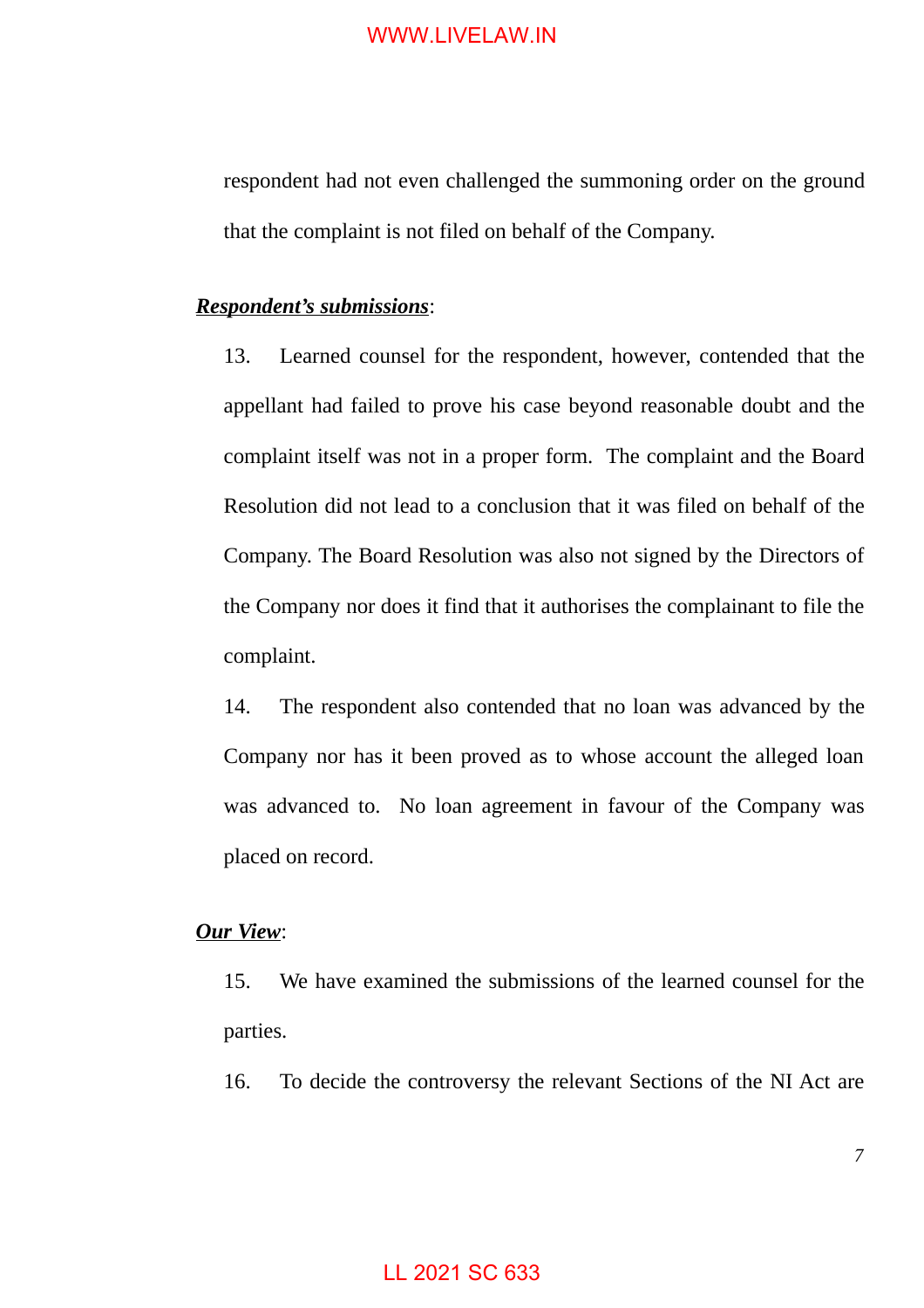respondent had not even challenged the summoning order on the ground that the complaint is not filed on behalf of the Company.

***Respondent's submissions***:

13. Learned counsel for the respondent, however, contended that the appellant had failed to prove his case beyond reasonable doubt and the complaint itself was not in a proper form. The complaint and the Board Resolution did not lead to a conclusion that it was filed on behalf of the Company. The Board Resolution was also not signed by the Directors of the Company nor does it find that it authorises the complainant to file the complaint.

14. The respondent also contended that no loan was advanced by the Company nor has it been proved as to whose account the alleged loan was advanced to. No loan agreement in favour of the Company was placed on record.

***Our View***:

15. We have examined the submissions of the learned counsel for the parties.

16. To decide the controversy the relevant Sections of the NI Act are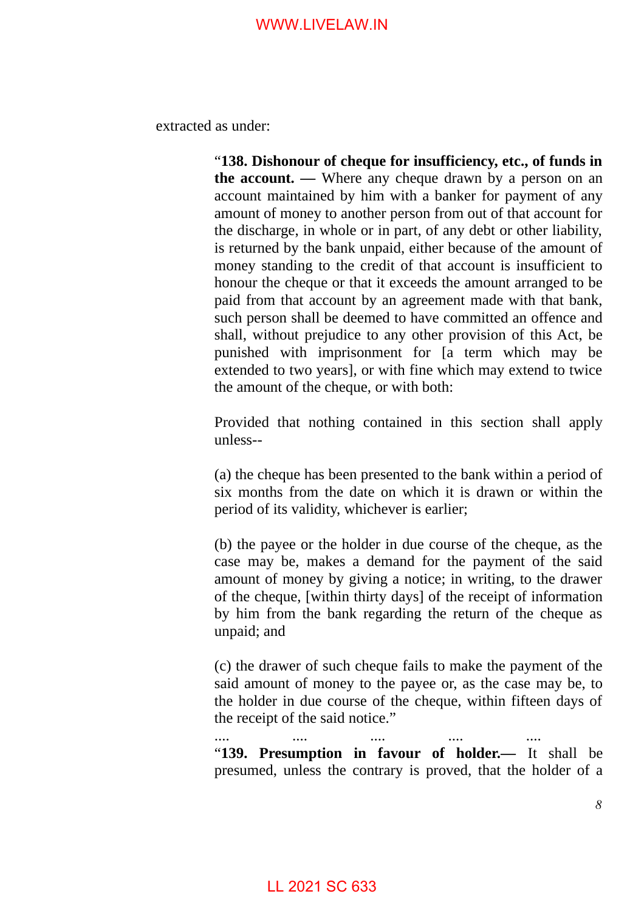extracted as under:

> "**138. Dishonour of cheque for insufficiency, etc., of funds in the account. —** Where any cheque drawn by a person on an account maintained by him with a banker for payment of any amount of money to another person from out of that account for the discharge, in whole or in part, of any debt or other liability, is returned by the bank unpaid, either because of the amount of money standing to the credit of that account is insufficient to honour the cheque or that it exceeds the amount arranged to be paid from that account by an agreement made with that bank, such person shall be deemed to have committed an offence and shall, without prejudice to any other provision of this Act, be punished with imprisonment for [a term which may be extended to two years], or with fine which may extend to twice the amount of the cheque, or with both:
>
> Provided that nothing contained in this section shall apply unless--
>
> (a) the cheque has been presented to the bank within a period of six months from the date on which it is drawn or within the period of its validity, whichever is earlier;
>
> (b) the payee or the holder in due course of the cheque, as the case may be, makes a demand for the payment of the said amount of money by giving a notice; in writing, to the drawer of the cheque, [within thirty days] of the receipt of information by him from the bank regarding the return of the cheque as unpaid; and
>
> (c) the drawer of such cheque fails to make the payment of the said amount of money to the payee or, as the case may be, to the holder in due course of the cheque, within fifteen days of the receipt of the said notice."
>
> .... .... .... .... ....
>
> "**139. Presumption in favour of holder.—** It shall be presumed, unless the contrary is proved, that the holder of a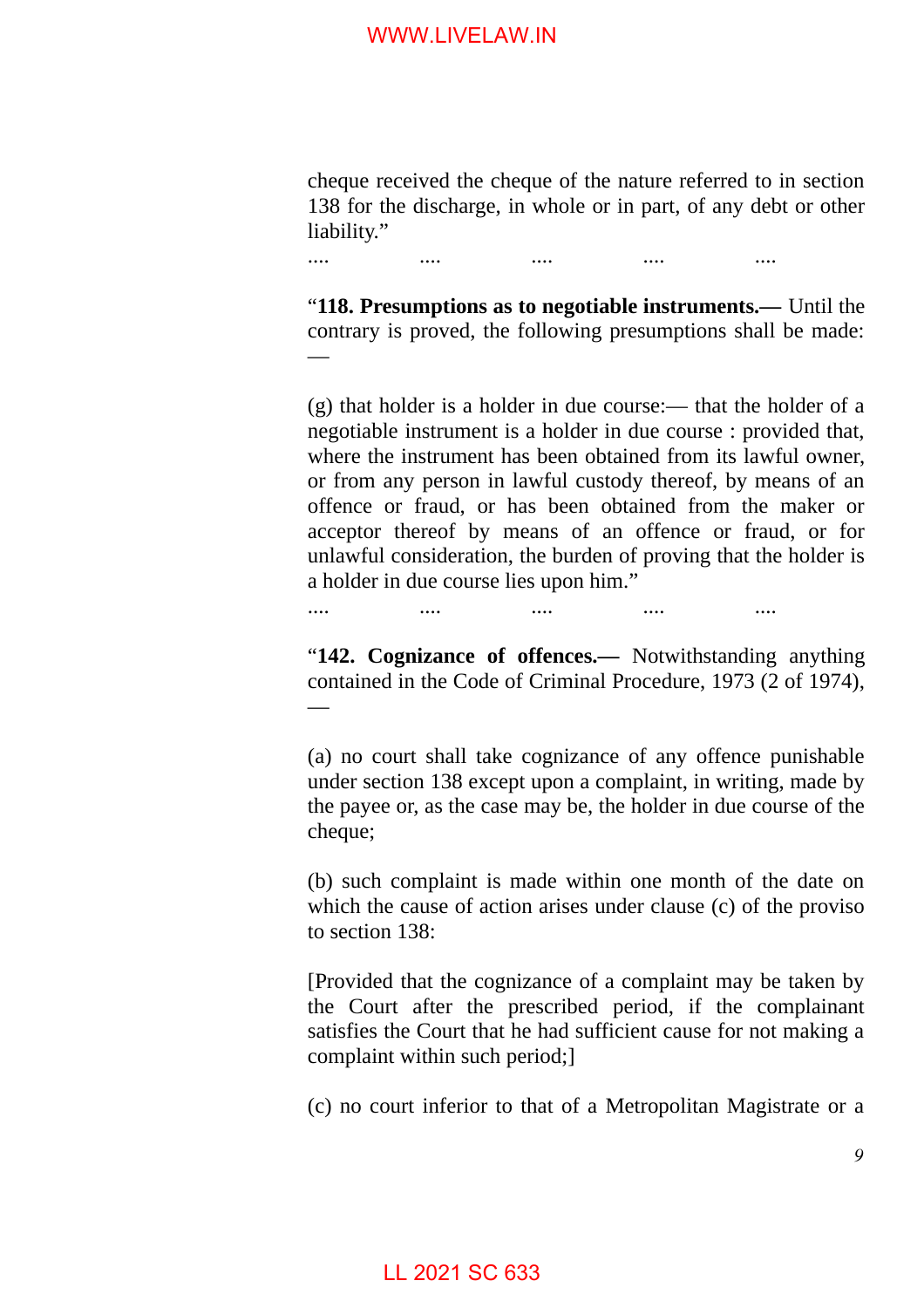cheque received the cheque of the nature referred to in section 138 for the discharge, in whole or in part, of any debt or other liability."

.... .... .... .... ....

"**118. Presumptions as to negotiable instruments.—** Until the contrary is proved, the following presumptions shall be made:—

(g) that holder is a holder in due course:— that the holder of a negotiable instrument is a holder in due course : provided that, where the instrument has been obtained from its lawful owner, or from any person in lawful custody thereof, by means of an offence or fraud, or has been obtained from the maker or acceptor thereof by means of an offence or fraud, or for unlawful consideration, the burden of proving that the holder is a holder in due course lies upon him."

.... .... .... .... ....

"**142. Cognizance of offences.—** Notwithstanding anything contained in the Code of Criminal Procedure, 1973 (2 of 1974),—

(a) no court shall take cognizance of any offence punishable under section 138 except upon a complaint, in writing, made by the payee or, as the case may be, the holder in due course of the cheque;

(b) such complaint is made within one month of the date on which the cause of action arises under clause (c) of the proviso to section 138:

[Provided that the cognizance of a complaint may be taken by the Court after the prescribed period, if the complainant satisfies the Court that he had sufficient cause for not making a complaint within such period;]

(c) no court inferior to that of a Metropolitan Magistrate or a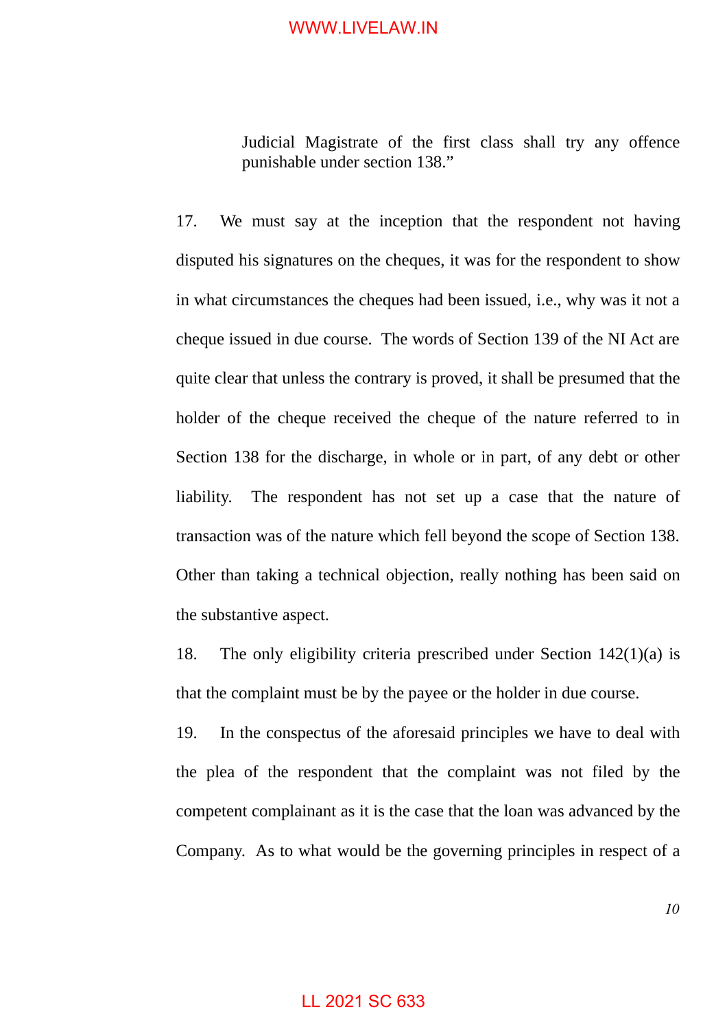> Judicial Magistrate of the first class shall try any offence punishable under section 138."

17. We must say at the inception that the respondent not having disputed his signatures on the cheques, it was for the respondent to show in what circumstances the cheques had been issued, i.e., why was it not a cheque issued in due course. The words of Section 139 of the NI Act are quite clear that unless the contrary is proved, it shall be presumed that the holder of the cheque received the cheque of the nature referred to in Section 138 for the discharge, in whole or in part, of any debt or other liability. The respondent has not set up a case that the nature of transaction was of the nature which fell beyond the scope of Section 138. Other than taking a technical objection, really nothing has been said on the substantive aspect.

18. The only eligibility criteria prescribed under Section 142(1)(a) is that the complaint must be by the payee or the holder in due course.

19. In the conspectus of the aforesaid principles we have to deal with the plea of the respondent that the complaint was not filed by the competent complainant as it is the case that the loan was advanced by the Company. As to what would be the governing principles in respect of a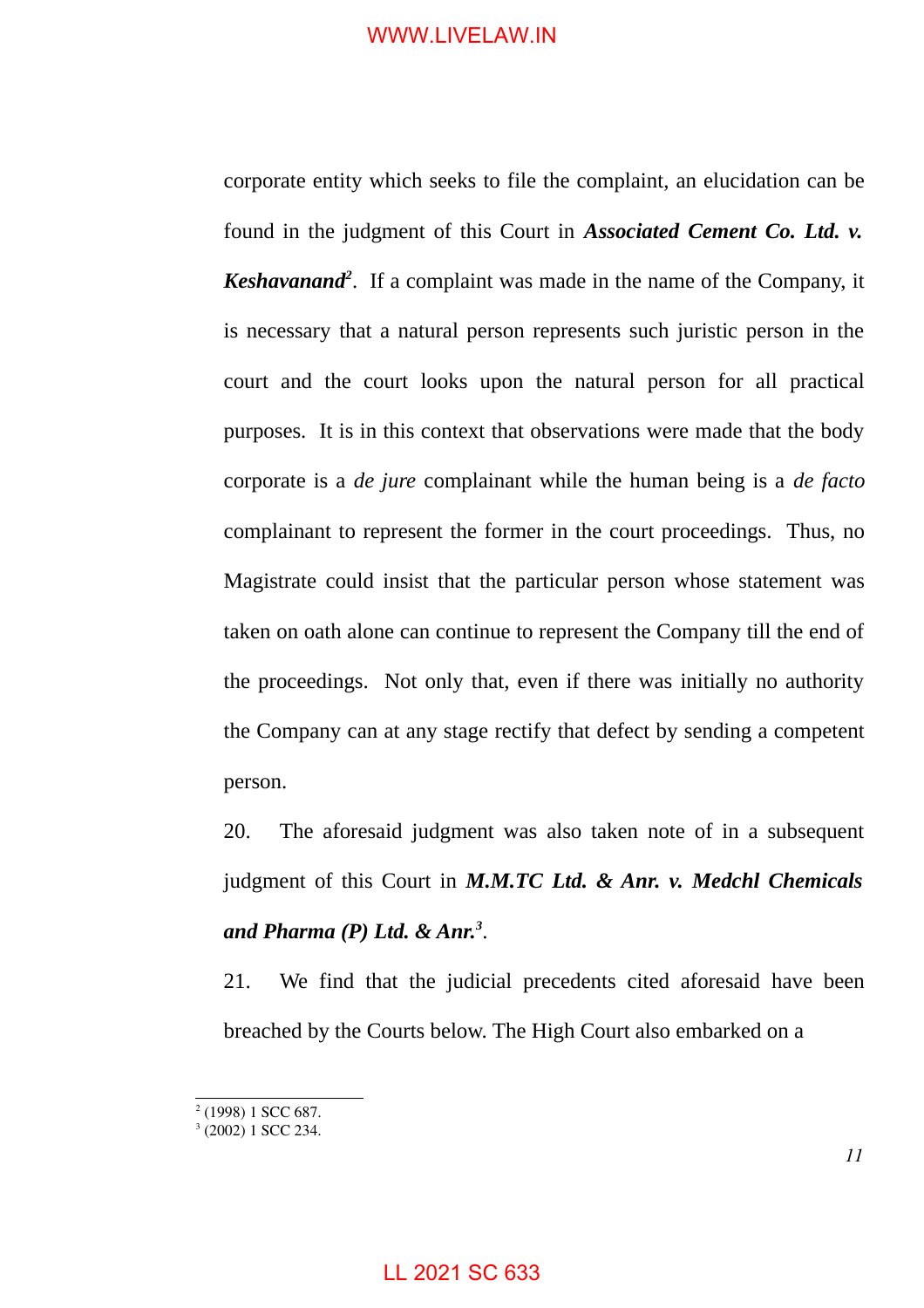corporate entity which seeks to file the complaint, an elucidation can be found in the judgment of this Court in ***Associated Cement Co. Ltd. v. Keshavanand***[2]. If a complaint was made in the name of the Company, it is necessary that a natural person represents such juristic person in the court and the court looks upon the natural person for all practical purposes. It is in this context that observations were made that the body corporate is a *de jure* complainant while the human being is a *de facto* complainant to represent the former in the court proceedings. Thus, no Magistrate could insist that the particular person whose statement was taken on oath alone can continue to represent the Company till the end of the proceedings. Not only that, even if there was initially no authority the Company can at any stage rectify that defect by sending a competent person.

20. The aforesaid judgment was also taken note of in a subsequent judgment of this Court in ***M.M.TC Ltd. & Anr. v. Medchl Chemicals and Pharma (P) Ltd. & Anr.***[3].

21. We find that the judicial precedents cited aforesaid have been breached by the Courts below. The High Court also embarked on a

---

[2] (1998) 1 SCC 687.

[3] (2002) 1 SCC 234.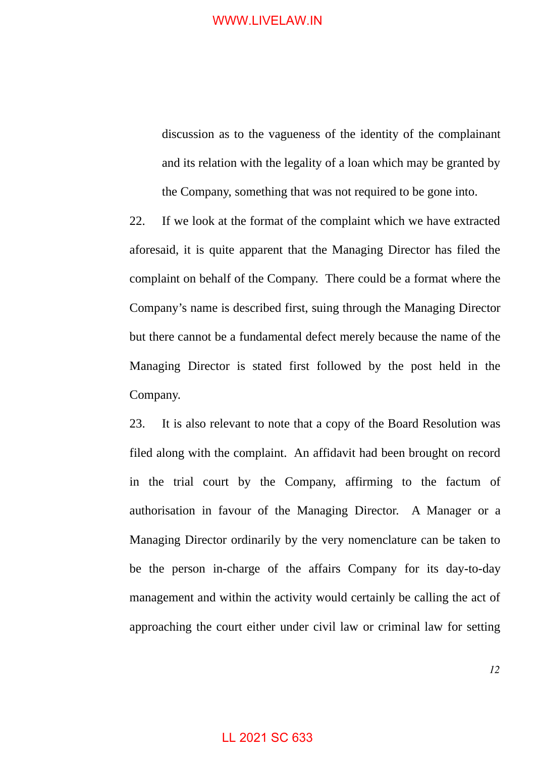discussion as to the vagueness of the identity of the complainant and its relation with the legality of a loan which may be granted by the Company, something that was not required to be gone into.

22. If we look at the format of the complaint which we have extracted aforesaid, it is quite apparent that the Managing Director has filed the complaint on behalf of the Company. There could be a format where the Company's name is described first, suing through the Managing Director but there cannot be a fundamental defect merely because the name of the Managing Director is stated first followed by the post held in the Company.

23. It is also relevant to note that a copy of the Board Resolution was filed along with the complaint. An affidavit had been brought on record in the trial court by the Company, affirming to the factum of authorisation in favour of the Managing Director. A Manager or a Managing Director ordinarily by the very nomenclature can be taken to be the person in-charge of the affairs Company for its day-to-day management and within the activity would certainly be calling the act of approaching the court either under civil law or criminal law for setting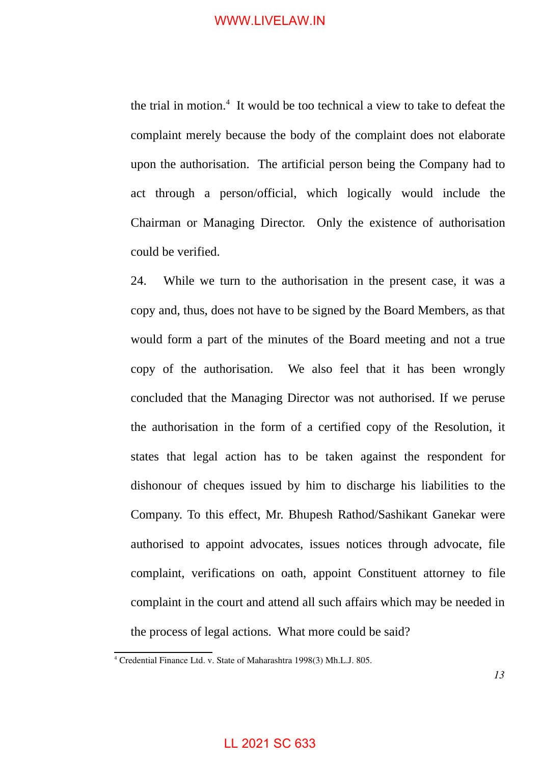the trial in motion.[4] It would be too technical a view to take to defeat the complaint merely because the body of the complaint does not elaborate upon the authorisation. The artificial person being the Company had to act through a person/official, which logically would include the Chairman or Managing Director. Only the existence of authorisation could be verified.

24. While we turn to the authorisation in the present case, it was a copy and, thus, does not have to be signed by the Board Members, as that would form a part of the minutes of the Board meeting and not a true copy of the authorisation. We also feel that it has been wrongly concluded that the Managing Director was not authorised. If we peruse the authorisation in the form of a certified copy of the Resolution, it states that legal action has to be taken against the respondent for dishonour of cheques issued by him to discharge his liabilities to the Company. To this effect, Mr. Bhupesh Rathod/Sashikant Ganekar were authorised to appoint advocates, issues notices through advocate, file complaint, verifications on oath, appoint Constituent attorney to file complaint in the court and attend all such affairs which may be needed in the process of legal actions. What more could be said?

[4] Credential Finance Ltd. v. State of Maharashtra 1998(3) Mh.L.J. 805.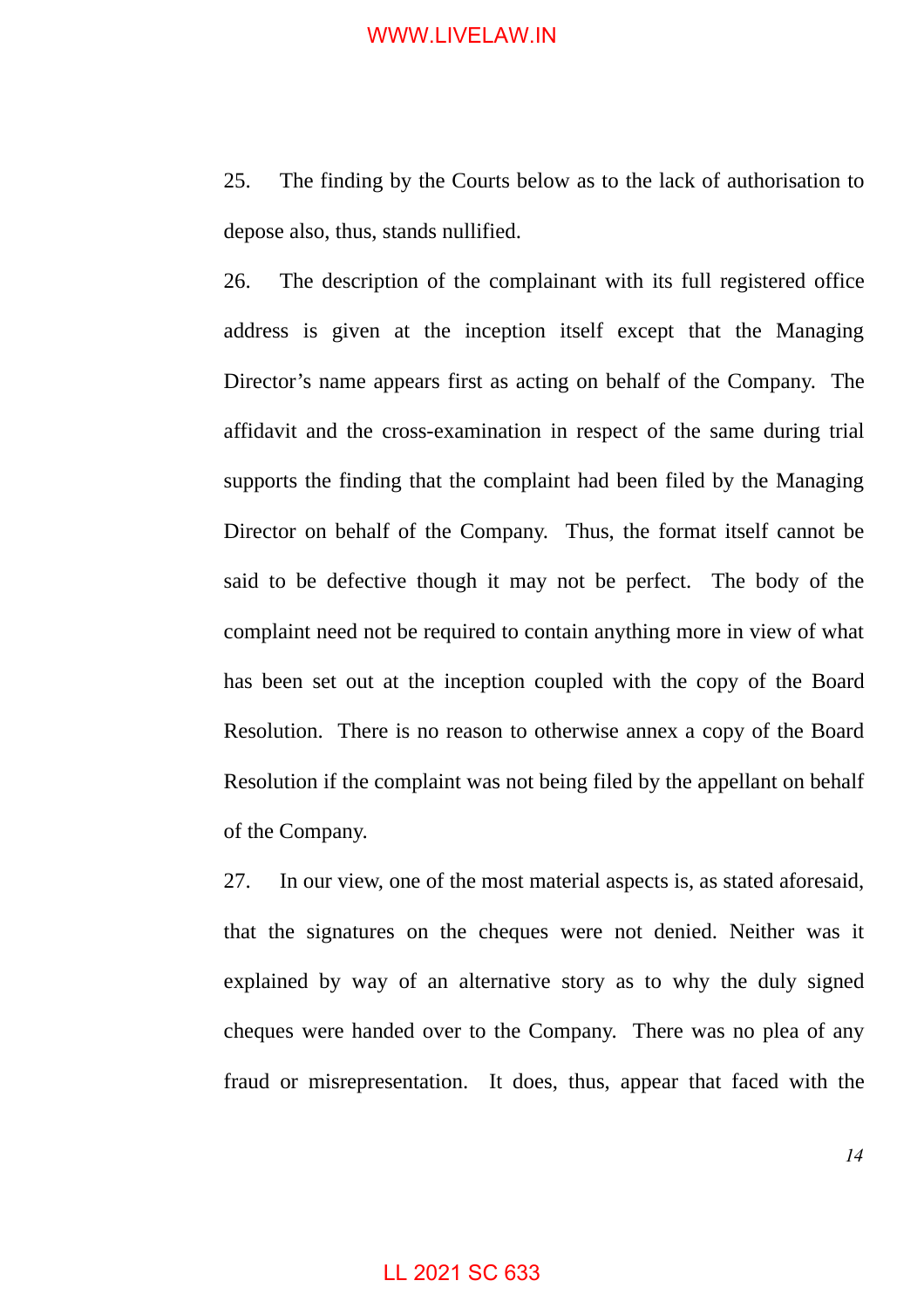25. The finding by the Courts below as to the lack of authorisation to depose also, thus, stands nullified.

26. The description of the complainant with its full registered office address is given at the inception itself except that the Managing Director's name appears first as acting on behalf of the Company. The affidavit and the cross-examination in respect of the same during trial supports the finding that the complaint had been filed by the Managing Director on behalf of the Company. Thus, the format itself cannot be said to be defective though it may not be perfect. The body of the complaint need not be required to contain anything more in view of what has been set out at the inception coupled with the copy of the Board Resolution. There is no reason to otherwise annex a copy of the Board Resolution if the complaint was not being filed by the appellant on behalf of the Company.

27. In our view, one of the most material aspects is, as stated aforesaid, that the signatures on the cheques were not denied. Neither was it explained by way of an alternative story as to why the duly signed cheques were handed over to the Company. There was no plea of any fraud or misrepresentation. It does, thus, appear that faced with the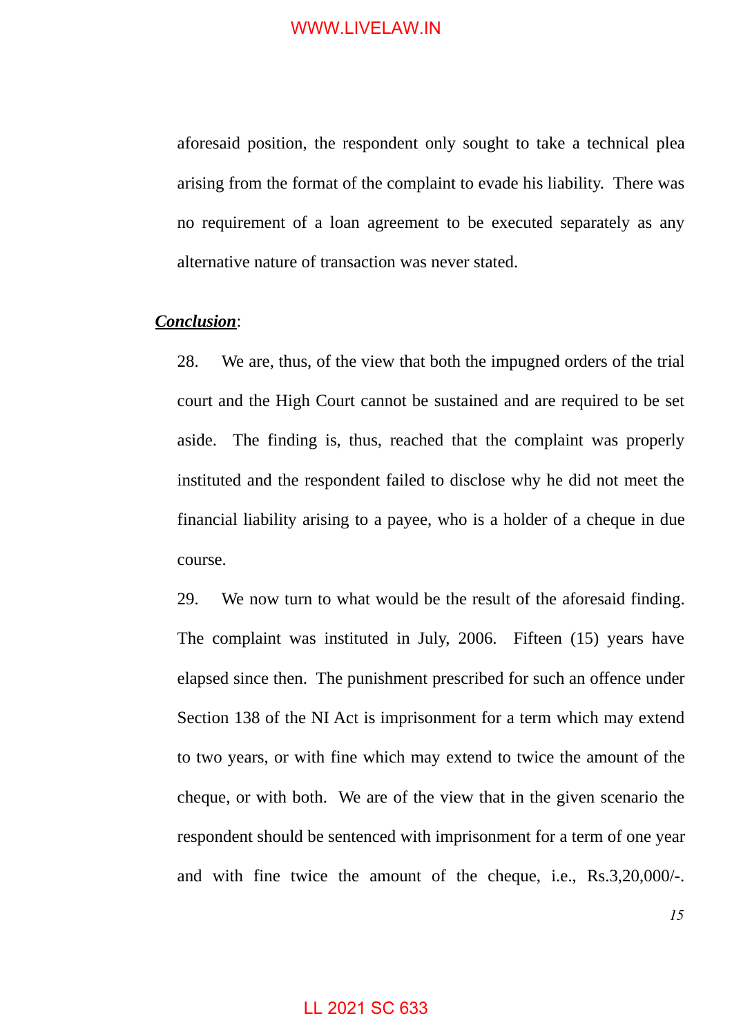aforesaid position, the respondent only sought to take a technical plea arising from the format of the complaint to evade his liability. There was no requirement of a loan agreement to be executed separately as any alternative nature of transaction was never stated.

***Conclusion***:

28. We are, thus, of the view that both the impugned orders of the trial court and the High Court cannot be sustained and are required to be set aside. The finding is, thus, reached that the complaint was properly instituted and the respondent failed to disclose why he did not meet the financial liability arising to a payee, who is a holder of a cheque in due course.

29. We now turn to what would be the result of the aforesaid finding. The complaint was instituted in July, 2006. Fifteen (15) years have elapsed since then. The punishment prescribed for such an offence under Section 138 of the NI Act is imprisonment for a term which may extend to two years, or with fine which may extend to twice the amount of the cheque, or with both. We are of the view that in the given scenario the respondent should be sentenced with imprisonment for a term of one year and with fine twice the amount of the cheque, i.e., Rs.3,20,000/-.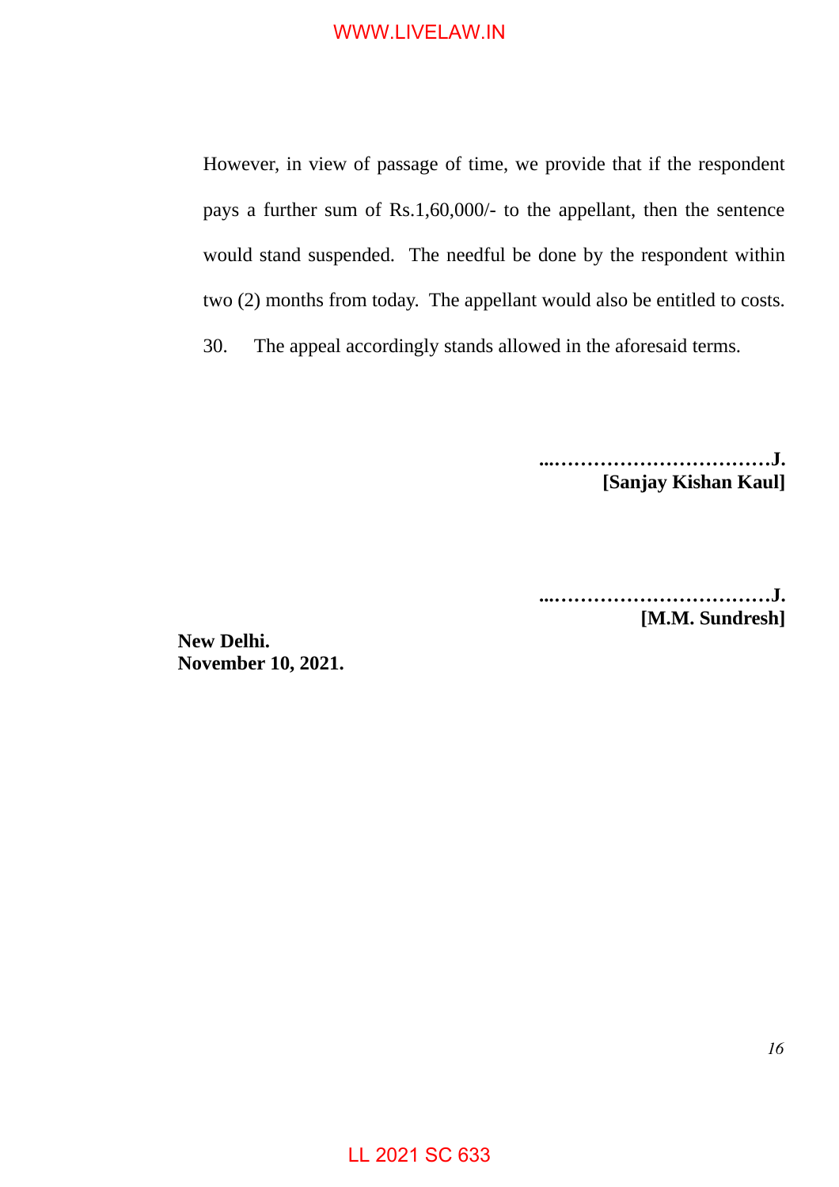However, in view of passage of time, we provide that if the respondent pays a further sum of Rs.1,60,000/- to the appellant, then the sentence would stand suspended. The needful be done by the respondent within two (2) months from today. The appellant would also be entitled to costs.

30. The appeal accordingly stands allowed in the aforesaid terms.

**...……………………………J.**
**[Sanjay Kishan Kaul]**

**...……………………………J.**
**[M.M. Sundresh]**

**New Delhi.**
**November 10, 2021.**